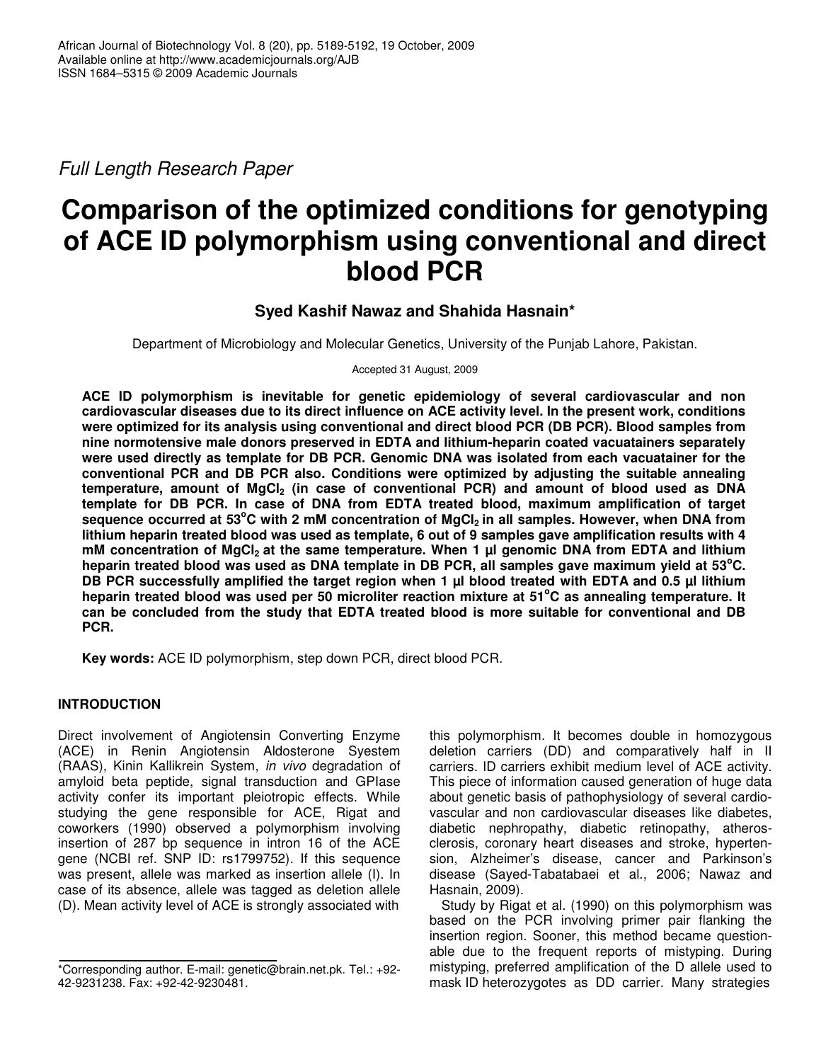*Full Length Research Paper*

# Comparison of the optimized conditions for genotyping of ACE ID polymorphism using conventional and direct blood PCR

**Syed Kashif Nawaz and Shahida Hasnain***

Department of Microbiology and Molecular Genetics, University of the Punjab Lahore, Pakistan.

Accepted 31 August, 2009

**ACE ID polymorphism is inevitable for genetic epidemiology of several cardiovascular and non cardiovascular diseases due to its direct influence on ACE activity level. In the present work, conditions were optimized for its analysis using conventional and direct blood PCR (DB PCR). Blood samples from nine normotensive male donors preserved in EDTA and lithium-heparin coated vacuatainers separately were used directly as template for DB PCR. Genomic DNA was isolated from each vacuatainer for the conventional PCR and DB PCR also. Conditions were optimized by adjusting the suitable annealing temperature, amount of $MgCl_2$ (in case of conventional PCR) and amount of blood used as DNA template for DB PCR. In case of DNA from EDTA treated blood, maximum amplification of target sequence occurred at 53°C with 2 mM concentration of $MgCl_2$ in all samples. However, when DNA from lithium heparin treated blood was used as template, 6 out of 9 samples gave amplification results with 4 mM concentration of $MgCl_2$ at the same temperature. When 1 µl genomic DNA from EDTA and lithium heparin treated blood was used as DNA template in DB PCR, all samples gave maximum yield at 53°C. DB PCR successfully amplified the target region when 1 µl blood treated with EDTA and 0.5 µl lithium heparin treated blood was used per 50 microliter reaction mixture at 51°C as annealing temperature. It can be concluded from the study that EDTA treated blood is more suitable for conventional and DB PCR.**

**Key words:** ACE ID polymorphism, step down PCR, direct blood PCR.

## INTRODUCTION

Direct involvement of Angiotensin Converting Enzyme (ACE) in Renin Angiotensin Aldosterone Syestem (RAAS), Kinin Kallikrein System, *in vivo* degradation of amyloid beta peptide, signal transduction and GPIase activity confer its important pleiotropic effects. While studying the gene responsible for ACE, Rigat and coworkers (1990) observed a polymorphism involving insertion of 287 bp sequence in intron 16 of the ACE gene (NCBI ref. SNP ID: rs1799752). If this sequence was present, allele was marked as insertion allele (I). In case of its absence, allele was tagged as deletion allele (D). Mean activity level of ACE is strongly associated with this polymorphism. It becomes double in homozygous deletion carriers (DD) and comparatively half in II carriers. ID carriers exhibit medium level of ACE activity. This piece of information caused generation of huge data about genetic basis of pathophysiology of several cardiovascular and non cardiovascular diseases like diabetes, diabetic nephropathy, diabetic retinopathy, atherosclerosis, coronary heart diseases and stroke, hypertension, Alzheimer's disease, cancer and Parkinson's disease (Sayed-Tabatabaei et al., 2006; Nawaz and Hasnain, 2009).

Study by Rigat et al. (1990) on this polymorphism was based on the PCR involving primer pair flanking the insertion region. Sooner, this method became questionable due to the frequent reports of mistyping. During mistyping, preferred amplification of the D allele used to mask ID heterozygotes as DD carrier. Many strategies

*Corresponding author. E-mail: genetic@brain.net.pk. Tel.: +92-42-9231238. Fax: +92-42-9230481.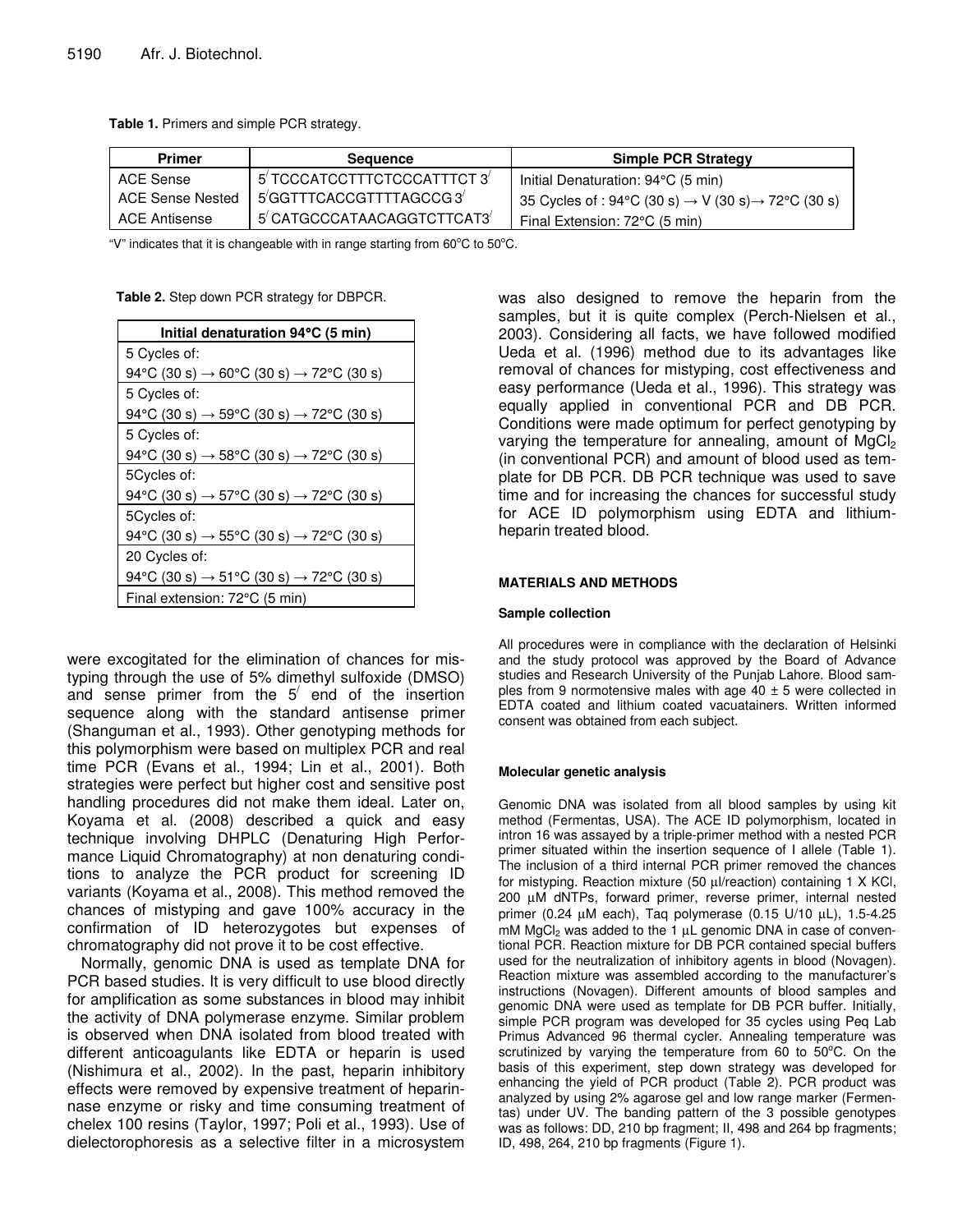**Table 1.** Primers and simple PCR strategy.

| Primer | Sequence | Simple PCR Strategy |
|---|---|---|
| ACE Sense | 5' TCCCATCCTTTCTCCCATTTCT 3' | Initial Denaturation: 94°C (5 min) |
| ACE Sense Nested | 5'GGTTTCACCGTTTTAGCCG 3' | 35 Cycles of : 94°C (30 s) → V (30 s)→ 72°C (30 s) |
| ACE Antisense | 5' CATGCCCATAACAGGTCTTCAT3' | Final Extension: 72°C (5 min) |

"V" indicates that it is changeable with in range starting from 60°C to 50°C.

**Table 2.** Step down PCR strategy for DBPCR.

| Initial denaturation 94°C (5 min) |
|---|
| 5 Cycles of: 94°C (30 s) → 60°C (30 s) → 72°C (30 s) |
| 5 Cycles of: 94°C (30 s) → 59°C (30 s) → 72°C (30 s) |
| 5 Cycles of: 94°C (30 s) → 58°C (30 s) → 72°C (30 s) |
| 5Cycles of: 94°C (30 s) → 57°C (30 s) → 72°C (30 s) |
| 5Cycles of: 94°C (30 s) → 55°C (30 s) → 72°C (30 s) |
| 20 Cycles of: 94°C (30 s) → 51°C (30 s) → 72°C (30 s) |
| Final extension: 72°C (5 min) |

were excogitated for the elimination of chances for mistyping through the use of 5% dimethyl sulfoxide (DMSO) and sense primer from the 5' end of the insertion sequence along with the standard antisense primer (Shanguman et al., 1993). Other genotyping methods for this polymorphism were based on multiplex PCR and real time PCR (Evans et al., 1994; Lin et al., 2001). Both strategies were perfect but higher cost and sensitive post handling procedures did not make them ideal. Later on, Koyama et al. (2008) described a quick and easy technique involving DHPLC (Denaturing High Performance Liquid Chromatography) at non denaturing conditions to analyze the PCR product for screening ID variants (Koyama et al., 2008). This method removed the chances of mistyping and gave 100% accuracy in the confirmation of ID heterozygotes but expenses of chromatography did not prove it to be cost effective.

Normally, genomic DNA is used as template DNA for PCR based studies. It is very difficult to use blood directly for amplification as some substances in blood may inhibit the activity of DNA polymerase enzyme. Similar problem is observed when DNA isolated from blood treated with different anticoagulants like EDTA or heparin is used (Nishimura et al., 2002). In the past, heparin inhibitory effects were removed by expensive treatment of heparinnase enzyme or risky and time consuming treatment of chelex 100 resins (Taylor, 1997; Poli et al., 1993). Use of dielectorophoresis as a selective filter in a microsystem was also designed to remove the heparin from the samples, but it is quite complex (Perch-Nielsen et al., 2003). Considering all facts, we have followed modified Ueda et al. (1996) method due to its advantages like removal of chances for mistyping, cost effectiveness and easy performance (Ueda et al., 1996). This strategy was equally applied in conventional PCR and DB PCR. Conditions were made optimum for perfect genotyping by varying the temperature for annealing, amount of $MgCl_2$ (in conventional PCR) and amount of blood used as template for DB PCR. DB PCR technique was used to save time and for increasing the chances for successful study for ACE ID polymorphism using EDTA and lithium-heparin treated blood.

## MATERIALS AND METHODS

### Sample collection

All procedures were in compliance with the declaration of Helsinki and the study protocol was approved by the Board of Advance studies and Research University of the Punjab Lahore. Blood samples from 9 normotensive males with age 40 ± 5 were collected in EDTA coated and lithium coated vacuatainers. Written informed consent was obtained from each subject.

### Molecular genetic analysis

Genomic DNA was isolated from all blood samples by using kit method (Fermentas, USA). The ACE ID polymorphism, located in intron 16 was assayed by a triple-primer method with a nested PCR primer situated within the insertion sequence of I allele (Table 1). The inclusion of a third internal PCR primer removed the chances for mistyping. Reaction mixture (50 µl/reaction) containing 1 X KCl, 200 µM dNTPs, forward primer, reverse primer, internal nested primer (0.24 µM each), Taq polymerase (0.15 U/10 µL), 1.5-4.25 mM $MgCl_2$ was added to the 1 µL genomic DNA in case of conventional PCR. Reaction mixture for DB PCR contained special buffers used for the neutralization of inhibitory agents in blood (Novagen). Reaction mixture was assembled according to the manufacturer's instructions (Novagen). Different amounts of blood samples and genomic DNA were used as template for DB PCR buffer. Initially, simple PCR program was developed for 35 cycles using Peq Lab Primus Advanced 96 thermal cycler. Annealing temperature was scrutinized by varying the temperature from 60 to 50°C. On the basis of this experiment, step down strategy was developed for enhancing the yield of PCR product (Table 2). PCR product was analyzed by using 2% agarose gel and low range marker (Fermentas) under UV. The banding pattern of the 3 possible genotypes was as follows: DD, 210 bp fragment; II, 498 and 264 bp fragments; ID, 498, 264, 210 bp fragments (Figure 1).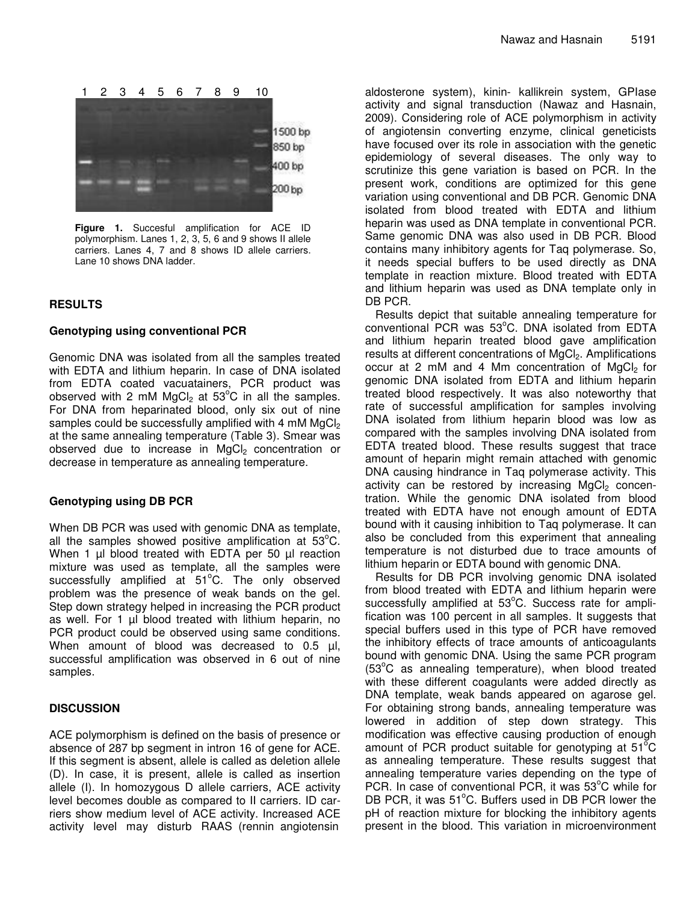Figure 1. Succesful amplification for ACE ID polymorphism. Lanes 1, 2, 3, 5, 6 and 9 shows II allele carriers. Lanes 4, 7 and 8 shows ID allele carriers. Lane 10 shows DNA ladder.

## RESULTS

### Genotyping using conventional PCR

Genomic DNA was isolated from all the samples treated with EDTA and lithium heparin. In case of DNA isolated from EDTA coated vacuatainers, PCR product was observed with 2 mM $MgCl_2$ at 53°C in all the samples. For DNA from heparinated blood, only six out of nine samples could be successfully amplified with 4 mM $MgCl_2$ at the same annealing temperature (Table 3). Smear was observed due to increase in $MgCl_2$ concentration or decrease in temperature as annealing temperature.

### Genotyping using DB PCR

When DB PCR was used with genomic DNA as template, all the samples showed positive amplification at 53°C. When 1 µl blood treated with EDTA per 50 µl reaction mixture was used as template, all the samples were successfully amplified at 51°C. The only observed problem was the presence of weak bands on the gel. Step down strategy helped in increasing the PCR product as well. For 1 µl blood treated with lithium heparin, no PCR product could be observed using same conditions. When amount of blood was decreased to 0.5 µl, successful amplification was observed in 6 out of nine samples.

## DISCUSSION

ACE polymorphism is defined on the basis of presence or absence of 287 bp segment in intron 16 of gene for ACE. If this segment is absent, allele is called as deletion allele (D). In case, it is present, allele is called as insertion allele (I). In homozygous D allele carriers, ACE activity level becomes double as compared to II carriers. ID carriers show medium level of ACE activity. Increased ACE activity level may disturb RAAS (rennin angiotensin aldosterone system), kinin- kallikrein system, GPIase activity and signal transduction (Nawaz and Hasnain, 2009). Considering role of ACE polymorphism in activity of angiotensin converting enzyme, clinical geneticists have focused over its role in association with the genetic epidemiology of several diseases. The only way to scrutinize this gene variation is based on PCR. In the present work, conditions are optimized for this gene variation using conventional and DB PCR. Genomic DNA isolated from blood treated with EDTA and lithium heparin was used as DNA template in conventional PCR. Same genomic DNA was also used in DB PCR. Blood contains many inhibitory agents for Taq polymerase. So, it needs special buffers to be used directly as DNA template in reaction mixture. Blood treated with EDTA and lithium heparin was used as DNA template only in DB PCR.

Results depict that suitable annealing temperature for conventional PCR was 53°C. DNA isolated from EDTA and lithium heparin treated blood gave amplification results at different concentrations of $MgCl_2$. Amplifications occur at 2 mM and 4 Mm concentration of $MgCl_2$ for genomic DNA isolated from EDTA and lithium heparin treated blood respectively. It was also noteworthy that rate of successful amplification for samples involving DNA isolated from lithium heparin blood was low as compared with the samples involving DNA isolated from EDTA treated blood. These results suggest that trace amount of heparin might remain attached with genomic DNA causing hindrance in Taq polymerase activity. This activity can be restored by increasing $MgCl_2$ concentration. While the genomic DNA isolated from blood treated with EDTA have not enough amount of EDTA bound with it causing inhibition to Taq polymerase. It can also be concluded from this experiment that annealing temperature is not disturbed due to trace amounts of lithium heparin or EDTA bound with genomic DNA.

Results for DB PCR involving genomic DNA isolated from blood treated with EDTA and lithium heparin were successfully amplified at 53°C. Success rate for amplification was 100 percent in all samples. It suggests that special buffers used in this type of PCR have removed the inhibitory effects of trace amounts of anticoagulants bound with genomic DNA. Using the same PCR program (53°C as annealing temperature), when blood treated with these different coagulants were added directly as DNA template, weak bands appeared on agarose gel. For obtaining strong bands, annealing temperature was lowered in addition of step down strategy. This modification was effective causing production of enough amount of PCR product suitable for genotyping at 51°C as annealing temperature. These results suggest that annealing temperature varies depending on the type of PCR. In case of conventional PCR, it was 53°C while for DB PCR, it was 51°C. Buffers used in DB PCR lower the pH of reaction mixture for blocking the inhibitory agents present in the blood. This variation in microenvironment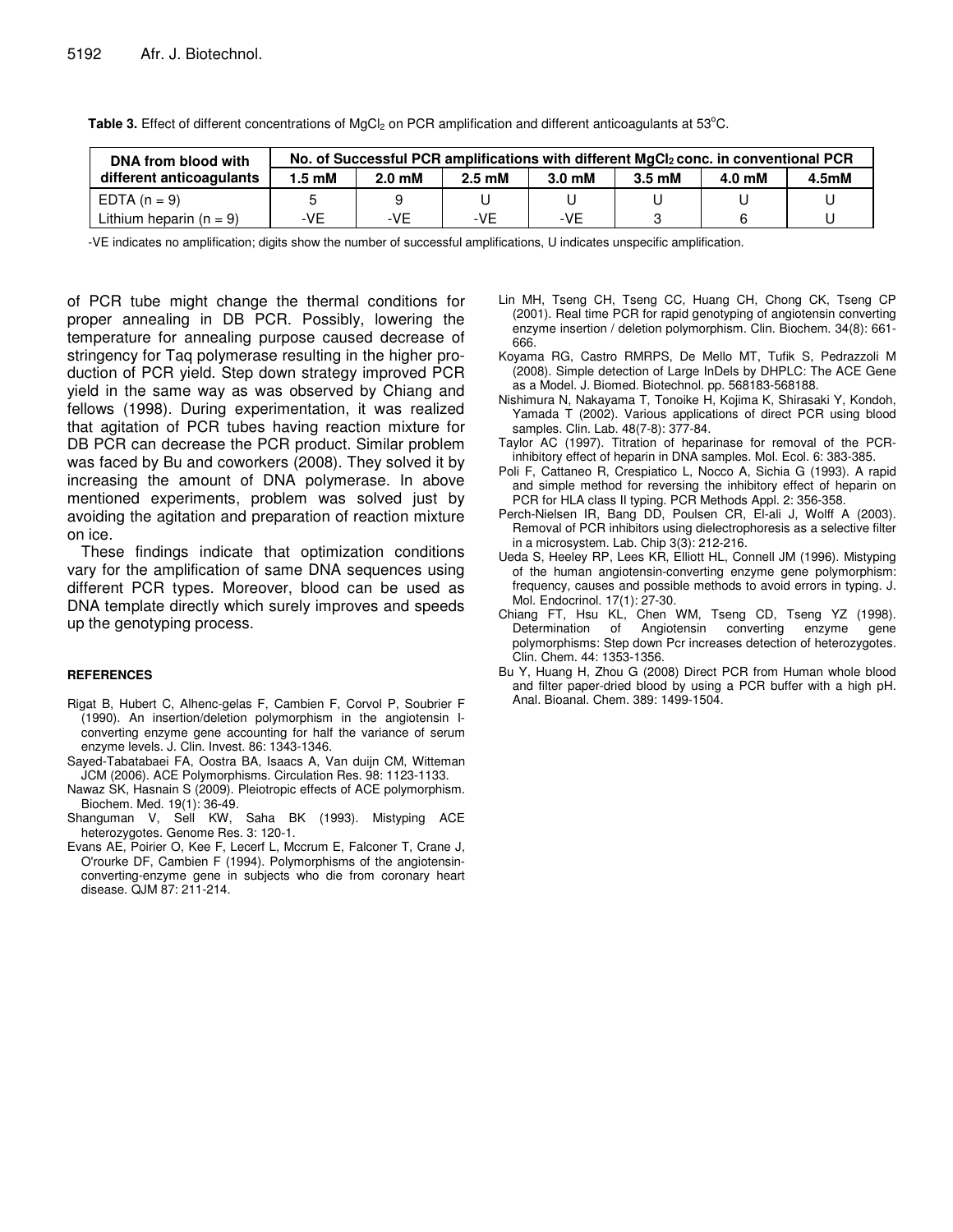**Table 3.** Effect of different concentrations of $MgCl_2$ on PCR amplification and different anticoagulants at 53°C.

| DNA from blood with different anticoagulants | No. of Successful PCR amplifications with different $MgCl_2$ conc. in conventional PCR | | | | | | |
|---|---|---|---|---|---|---|---|
| | 1.5 mM | 2.0 mM | 2.5 mM | 3.0 mM | 3.5 mM | 4.0 mM | 4.5mM |
| EDTA (n = 9) | 5 | 9 | U | U | U | U | U |
| Lithium heparin (n = 9) | -VE | -VE | -VE | -VE | 3 | 6 | U |

-VE indicates no amplification; digits show the number of successful amplifications, U indicates unspecific amplification.

of PCR tube might change the thermal conditions for proper annealing in DB PCR. Possibly, lowering the temperature for annealing purpose caused decrease of stringency for Taq polymerase resulting in the higher production of PCR yield. Step down strategy improved PCR yield in the same way as was observed by Chiang and fellows (1998). During experimentation, it was realized that agitation of PCR tubes having reaction mixture for DB PCR can decrease the PCR product. Similar problem was faced by Bu and coworkers (2008). They solved it by increasing the amount of DNA polymerase. In above mentioned experiments, problem was solved just by avoiding the agitation and preparation of reaction mixture on ice.

These findings indicate that optimization conditions vary for the amplification of same DNA sequences using different PCR types. Moreover, blood can be used as DNA template directly which surely improves and speeds up the genotyping process.

#### REFERENCES

Rigat B, Hubert C, Alhenc-gelas F, Cambien F, Corvol P, Soubrier F (1990). An insertion/deletion polymorphism in the angiotensin I-converting enzyme gene accounting for half the variance of serum enzyme levels. J. Clin. Invest. 86: 1343-1346.

Sayed-Tabatabaei FA, Oostra BA, Isaacs A, Van duijn CM, Witteman JCM (2006). ACE Polymorphisms. Circulation Res. 98: 1123-1133.

Nawaz SK, Hasnain S (2009). Pleiotropic effects of ACE polymorphism. Biochem. Med. 19(1): 36-49.

Shanguman V, Sell KW, Saha BK (1993). Mistyping ACE heterozygotes. Genome Res. 3: 120-1.

Evans AE, Poirier O, Kee F, Lecerf L, Mccrum E, Falconer T, Crane J, O'rourke DF, Cambien F (1994). Polymorphisms of the angiotensin-converting-enzyme gene in subjects who die from coronary heart disease. QJM 87: 211-214.

Lin MH, Tseng CH, Tseng CC, Huang CH, Chong CK, Tseng CP (2001). Real time PCR for rapid genotyping of angiotensin converting enzyme insertion / deletion polymorphism. Clin. Biochem. 34(8): 661-666.

Koyama RG, Castro RMRPS, De Mello MT, Tufik S, Pedrazzoli M (2008). Simple detection of Large InDels by DHPLC: The ACE Gene as a Model. J. Biomed. Biotechnol. pp. 568183-568188.

Nishimura N, Nakayama T, Tonoike H, Kojima K, Shirasaki Y, Kondoh, Yamada T (2002). Various applications of direct PCR using blood samples. Clin. Lab. 48(7-8): 377-84.

Taylor AC (1997). Titration of heparinase for removal of the PCR-inhibitory effect of heparin in DNA samples. Mol. Ecol. 6: 383-385.

Poli F, Cattaneo R, Crespiatico L, Nocco A, Sichia G (1993). A rapid and simple method for reversing the inhibitory effect of heparin on PCR for HLA class II typing. PCR Methods Appl. 2: 356-358.

Perch-Nielsen IR, Bang DD, Poulsen CR, El-ali J, Wolff A (2003). Removal of PCR inhibitors using dielectrophoresis as a selective filter in a microsystem. Lab. Chip 3(3): 212-216.

Ueda S, Heeley RP, Lees KR, Elliott HL, Connell JM (1996). Mistyping of the human angiotensin-converting enzyme gene polymorphism: frequency, causes and possible methods to avoid errors in typing. J. Mol. Endocrinol. 17(1): 27-30.

Chiang FT, Hsu KL, Chen WM, Tseng CD, Tseng YZ (1998). Determination of Angiotensin converting enzyme gene polymorphisms: Step down Pcr increases detection of heterozygotes. Clin. Chem. 44: 1353-1356.

Bu Y, Huang H, Zhou G (2008) Direct PCR from Human whole blood and filter paper-dried blood by using a PCR buffer with a high pH. Anal. Bioanal. Chem. 389: 1499-1504.